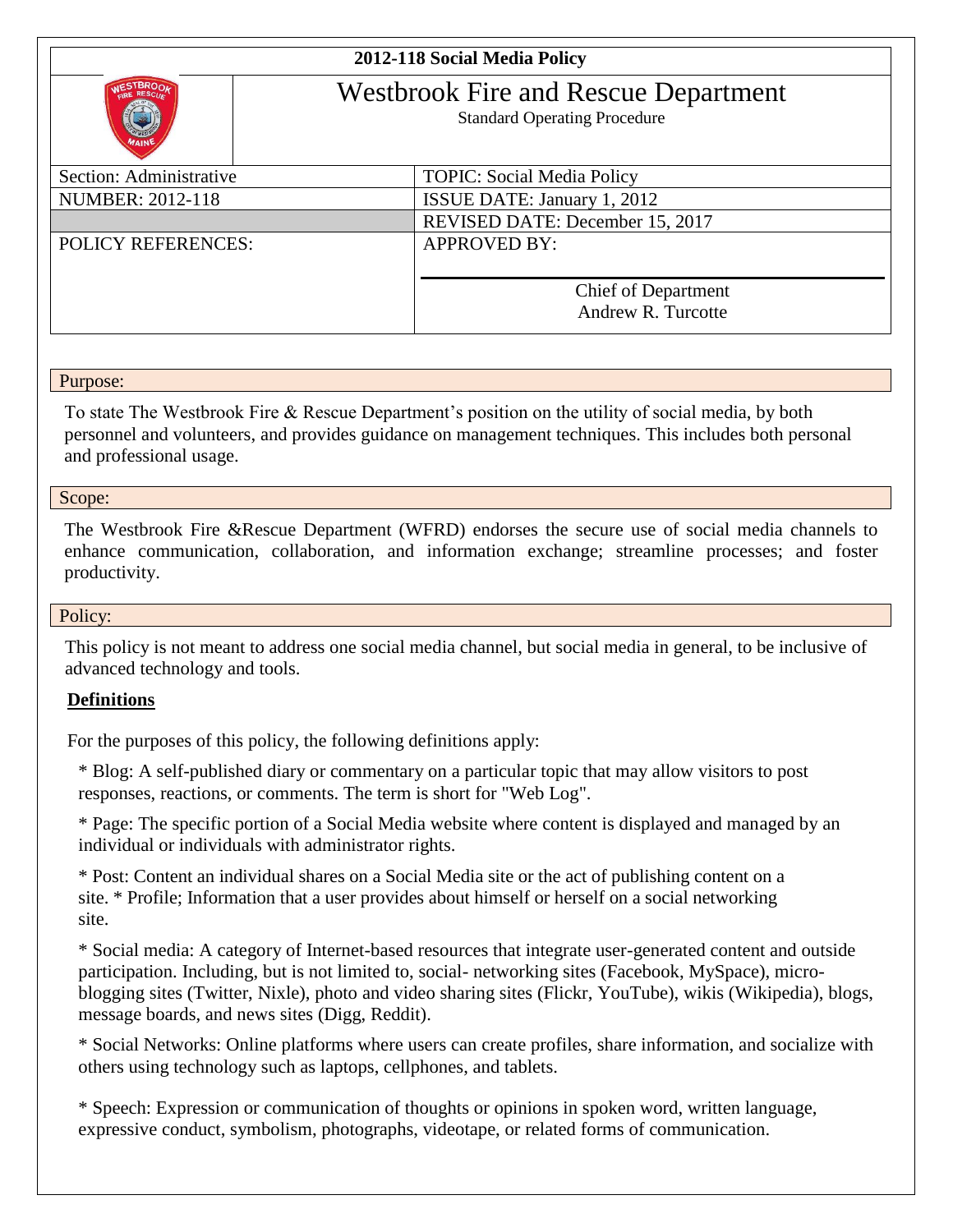# 2012-118 Social Media Policy

## Westbrook Fire and Rescue Department

Standard Operating Procedure

| Section: Administrative | TOPIC: Social Media Policy |
|---|---|
| NUMBER: 2012-118 | ISSUE DATE: January 1, 2012 |
| | REVISED DATE: December 15, 2017 |
| POLICY REFERENCES: | APPROVED BY: <br> Chief of Department <br> Andrew R. Turcotte |

### Purpose:

To state The Westbrook Fire & Rescue Department's position on the utility of social media, by both personnel and volunteers, and provides guidance on management techniques. This includes both personal and professional usage.

### Scope:

The Westbrook Fire &Rescue Department (WFRD) endorses the secure use of social media channels to enhance communication, collaboration, and information exchange; streamline processes; and foster productivity.

### Policy:

This policy is not meant to address one social media channel, but social media in general, to be inclusive of advanced technology and tools.

**Definitions**

For the purposes of this policy, the following definitions apply:

* Blog: A self-published diary or commentary on a particular topic that may allow visitors to post responses, reactions, or comments. The term is short for "Web Log".

* Page: The specific portion of a Social Media website where content is displayed and managed by an individual or individuals with administrator rights.

* Post: Content an individual shares on a Social Media site or the act of publishing content on a site. * Profile; Information that a user provides about himself or herself on a social networking site.

* Social media: A category of Internet-based resources that integrate user-generated content and outside participation. Including, but is not limited to, social- networking sites (Facebook, MySpace), micro-blogging sites (Twitter, Nixle), photo and video sharing sites (Flickr, YouTube), wikis (Wikipedia), blogs, message boards, and news sites (Digg, Reddit).

* Social Networks: Online platforms where users can create profiles, share information, and socialize with others using technology such as laptops, cellphones, and tablets.

* Speech: Expression or communication of thoughts or opinions in spoken word, written language, expressive conduct, symbolism, photographs, videotape, or related forms of communication.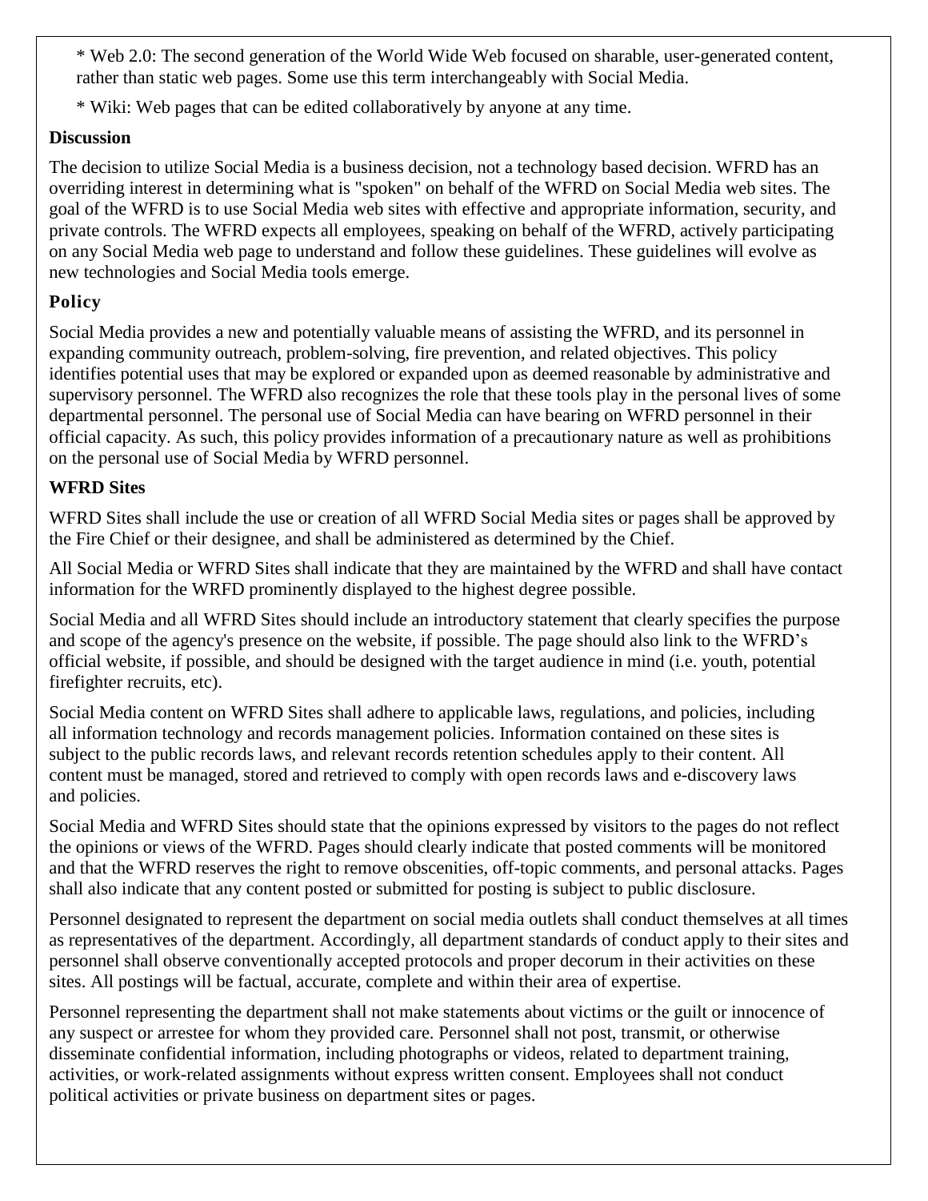* Web 2.0: The second generation of the World Wide Web focused on sharable, user-generated content, rather than static web pages. Some use this term interchangeably with Social Media.

* Wiki: Web pages that can be edited collaboratively by anyone at any time.

**Discussion**

The decision to utilize Social Media is a business decision, not a technology based decision. WFRD has an overriding interest in determining what is "spoken" on behalf of the WFRD on Social Media web sites. The goal of the WFRD is to use Social Media web sites with effective and appropriate information, security, and private controls. The WFRD expects all employees, speaking on behalf of the WFRD, actively participating on any Social Media web page to understand and follow these guidelines. These guidelines will evolve as new technologies and Social Media tools emerge.

**Policy**

Social Media provides a new and potentially valuable means of assisting the WFRD, and its personnel in expanding community outreach, problem-solving, fire prevention, and related objectives. This policy identifies potential uses that may be explored or expanded upon as deemed reasonable by administrative and supervisory personnel. The WFRD also recognizes the role that these tools play in the personal lives of some departmental personnel. The personal use of Social Media can have bearing on WFRD personnel in their official capacity. As such, this policy provides information of a precautionary nature as well as prohibitions on the personal use of Social Media by WFRD personnel.

**WFRD Sites**

WFRD Sites shall include the use or creation of all WFRD Social Media sites or pages shall be approved by the Fire Chief or their designee, and shall be administered as determined by the Chief.

All Social Media or WFRD Sites shall indicate that they are maintained by the WFRD and shall have contact information for the WRFD prominently displayed to the highest degree possible.

Social Media and all WFRD Sites should include an introductory statement that clearly specifies the purpose and scope of the agency's presence on the website, if possible. The page should also link to the WFRD's official website, if possible, and should be designed with the target audience in mind (i.e. youth, potential firefighter recruits, etc).

Social Media content on WFRD Sites shall adhere to applicable laws, regulations, and policies, including all information technology and records management policies. Information contained on these sites is subject to the public records laws, and relevant records retention schedules apply to their content. All content must be managed, stored and retrieved to comply with open records laws and e-discovery laws and policies.

Social Media and WFRD Sites should state that the opinions expressed by visitors to the pages do not reflect the opinions or views of the WFRD. Pages should clearly indicate that posted comments will be monitored and that the WFRD reserves the right to remove obscenities, off-topic comments, and personal attacks. Pages shall also indicate that any content posted or submitted for posting is subject to public disclosure.

Personnel designated to represent the department on social media outlets shall conduct themselves at all times as representatives of the department. Accordingly, all department standards of conduct apply to their sites and personnel shall observe conventionally accepted protocols and proper decorum in their activities on these sites. All postings will be factual, accurate, complete and within their area of expertise.

Personnel representing the department shall not make statements about victims or the guilt or innocence of any suspect or arrestee for whom they provided care. Personnel shall not post, transmit, or otherwise disseminate confidential information, including photographs or videos, related to department training, activities, or work-related assignments without express written consent. Employees shall not conduct political activities or private business on department sites or pages.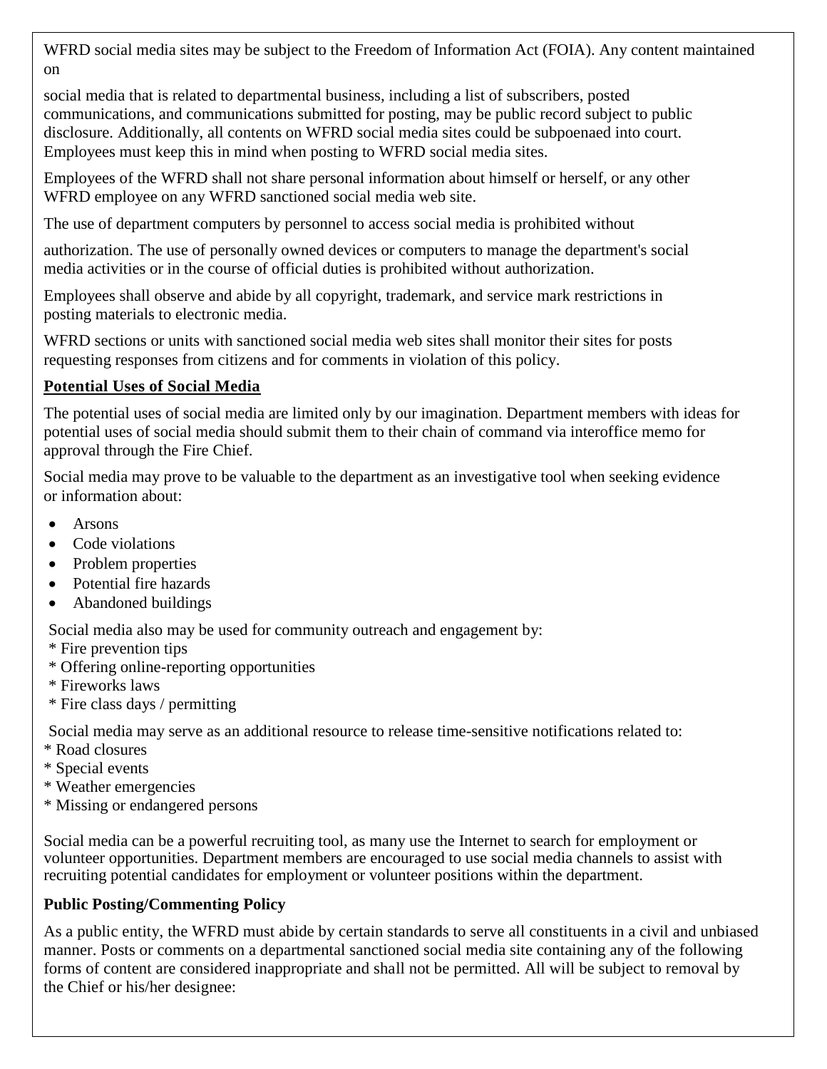WFRD social media sites may be subject to the Freedom of Information Act (FOIA). Any content maintained on

social media that is related to departmental business, including a list of subscribers, posted communications, and communications submitted for posting, may be public record subject to public disclosure. Additionally, all contents on WFRD social media sites could be subpoenaed into court. Employees must keep this in mind when posting to WFRD social media sites.

Employees of the WFRD shall not share personal information about himself or herself, or any other WFRD employee on any WFRD sanctioned social media web site.

The use of department computers by personnel to access social media is prohibited without

authorization. The use of personally owned devices or computers to manage the department's social media activities or in the course of official duties is prohibited without authorization.

Employees shall observe and abide by all copyright, trademark, and service mark restrictions in posting materials to electronic media.

WFRD sections or units with sanctioned social media web sites shall monitor their sites for posts requesting responses from citizens and for comments in violation of this policy.

**Potential Uses of Social Media**

The potential uses of social media are limited only by our imagination. Department members with ideas for potential uses of social media should submit them to their chain of command via interoffice memo for approval through the Fire Chief.

Social media may prove to be valuable to the department as an investigative tool when seeking evidence or information about:

- Arsons
- Code violations
- Problem properties
- Potential fire hazards
- Abandoned buildings

Social media also may be used for community outreach and engagement by:

* Fire prevention tips
* Offering online-reporting opportunities
* Fireworks laws
* Fire class days / permitting

Social media may serve as an additional resource to release time-sensitive notifications related to:

* Road closures
* Special events
* Weather emergencies
* Missing or endangered persons

Social media can be a powerful recruiting tool, as many use the Internet to search for employment or volunteer opportunities. Department members are encouraged to use social media channels to assist with recruiting potential candidates for employment or volunteer positions within the department.

**Public Posting/Commenting Policy**

As a public entity, the WFRD must abide by certain standards to serve all constituents in a civil and unbiased manner. Posts or comments on a departmental sanctioned social media site containing any of the following forms of content are considered inappropriate and shall not be permitted. All will be subject to removal by the Chief or his/her designee: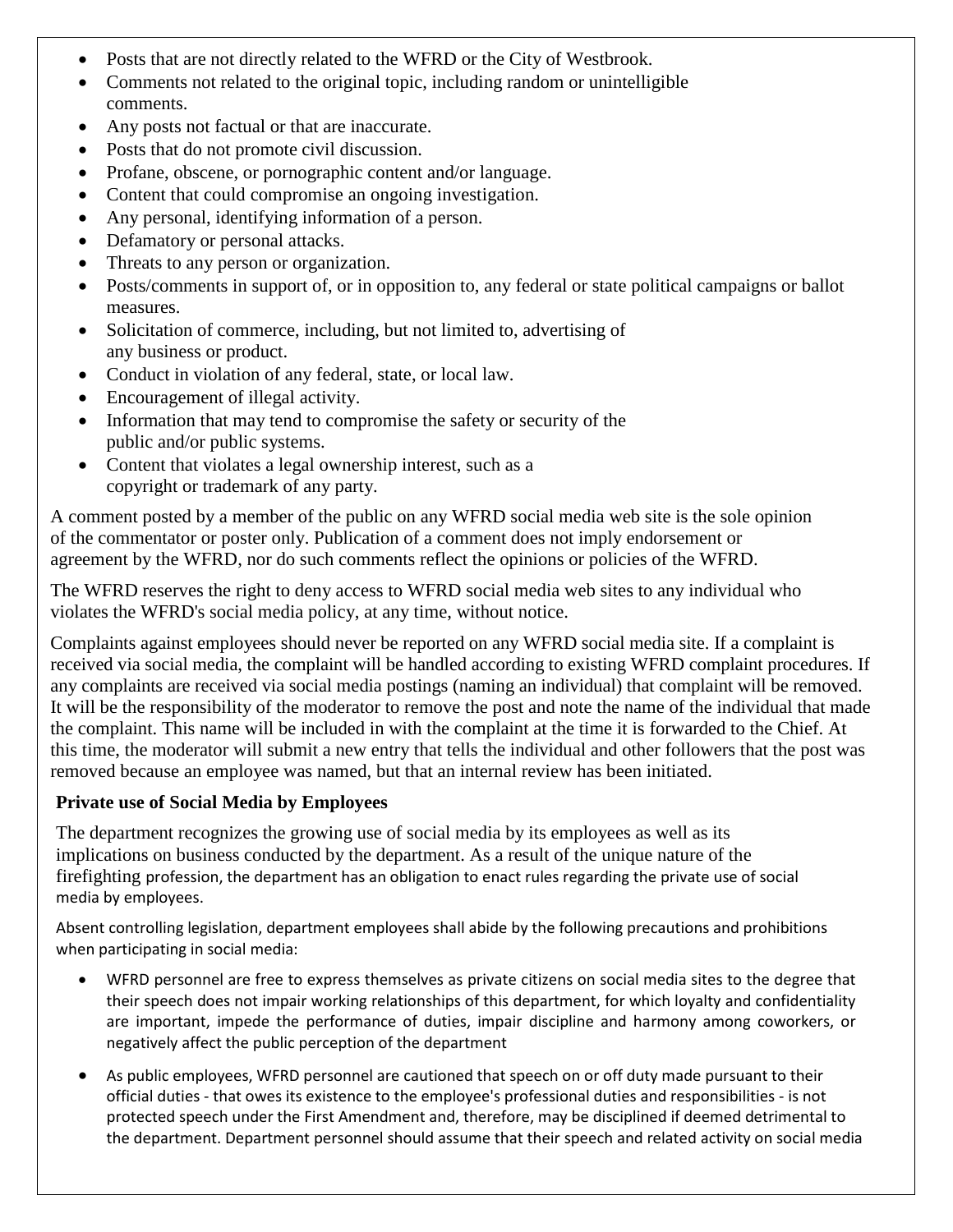- Posts that are not directly related to the WFRD or the City of Westbrook.
- Comments not related to the original topic, including random or unintelligible comments.
- Any posts not factual or that are inaccurate.
- Posts that do not promote civil discussion.
- Profane, obscene, or pornographic content and/or language.
- Content that could compromise an ongoing investigation.
- Any personal, identifying information of a person.
- Defamatory or personal attacks.
- Threats to any person or organization.
- Posts/comments in support of, or in opposition to, any federal or state political campaigns or ballot measures.
- Solicitation of commerce, including, but not limited to, advertising of any business or product.
- Conduct in violation of any federal, state, or local law.
- Encouragement of illegal activity.
- Information that may tend to compromise the safety or security of the public and/or public systems.
- Content that violates a legal ownership interest, such as a copyright or trademark of any party.

A comment posted by a member of the public on any WFRD social media web site is the sole opinion of the commentator or poster only. Publication of a comment does not imply endorsement or agreement by the WFRD, nor do such comments reflect the opinions or policies of the WFRD.

The WFRD reserves the right to deny access to WFRD social media web sites to any individual who violates the WFRD's social media policy, at any time, without notice.

Complaints against employees should never be reported on any WFRD social media site. If a complaint is received via social media, the complaint will be handled according to existing WFRD complaint procedures. If any complaints are received via social media postings (naming an individual) that complaint will be removed. It will be the responsibility of the moderator to remove the post and note the name of the individual that made the complaint. This name will be included in with the complaint at the time it is forwarded to the Chief. At this time, the moderator will submit a new entry that tells the individual and other followers that the post was removed because an employee was named, but that an internal review has been initiated.

**Private use of Social Media by Employees**

The department recognizes the growing use of social media by its employees as well as its implications on business conducted by the department. As a result of the unique nature of the firefighting profession, the department has an obligation to enact rules regarding the private use of social media by employees.

Absent controlling legislation, department employees shall abide by the following precautions and prohibitions when participating in social media:

- WFRD personnel are free to express themselves as private citizens on social media sites to the degree that their speech does not impair working relationships of this department, for which loyalty and confidentiality are important, impede the performance of duties, impair discipline and harmony among coworkers, or negatively affect the public perception of the department
- As public employees, WFRD personnel are cautioned that speech on or off duty made pursuant to their official duties - that owes its existence to the employee's professional duties and responsibilities - is not protected speech under the First Amendment and, therefore, may be disciplined if deemed detrimental to the department. Department personnel should assume that their speech and related activity on social media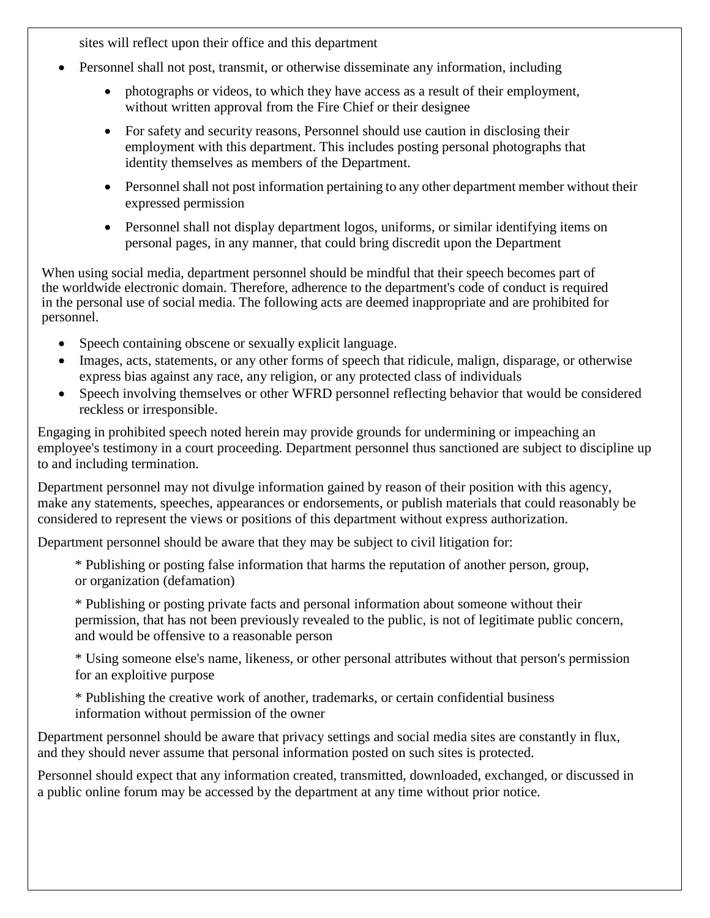sites will reflect upon their office and this department

- Personnel shall not post, transmit, or otherwise disseminate any information, including
    - photographs or videos, to which they have access as a result of their employment, without written approval from the Fire Chief or their designee
    - For safety and security reasons, Personnel should use caution in disclosing their employment with this department. This includes posting personal photographs that identity themselves as members of the Department.
    - Personnel shall not post information pertaining to any other department member without their expressed permission
    - Personnel shall not display department logos, uniforms, or similar identifying items on personal pages, in any manner, that could bring discredit upon the Department

When using social media, department personnel should be mindful that their speech becomes part of the worldwide electronic domain. Therefore, adherence to the department's code of conduct is required in the personal use of social media. The following acts are deemed inappropriate and are prohibited for personnel.

- Speech containing obscene or sexually explicit language.
- Images, acts, statements, or any other forms of speech that ridicule, malign, disparage, or otherwise express bias against any race, any religion, or any protected class of individuals
- Speech involving themselves or other WFRD personnel reflecting behavior that would be considered reckless or irresponsible.

Engaging in prohibited speech noted herein may provide grounds for undermining or impeaching an employee's testimony in a court proceeding. Department personnel thus sanctioned are subject to discipline up to and including termination.

Department personnel may not divulge information gained by reason of their position with this agency, make any statements, speeches, appearances or endorsements, or publish materials that could reasonably be considered to represent the views or positions of this department without express authorization.

Department personnel should be aware that they may be subject to civil litigation for:

* Publishing or posting false information that harms the reputation of another person, group, or organization (defamation)

* Publishing or posting private facts and personal information about someone without their permission, that has not been previously revealed to the public, is not of legitimate public concern, and would be offensive to a reasonable person

* Using someone else's name, likeness, or other personal attributes without that person's permission for an exploitive purpose

* Publishing the creative work of another, trademarks, or certain confidential business information without permission of the owner

Department personnel should be aware that privacy settings and social media sites are constantly in flux, and they should never assume that personal information posted on such sites is protected.

Personnel should expect that any information created, transmitted, downloaded, exchanged, or discussed in a public online forum may be accessed by the department at any time without prior notice.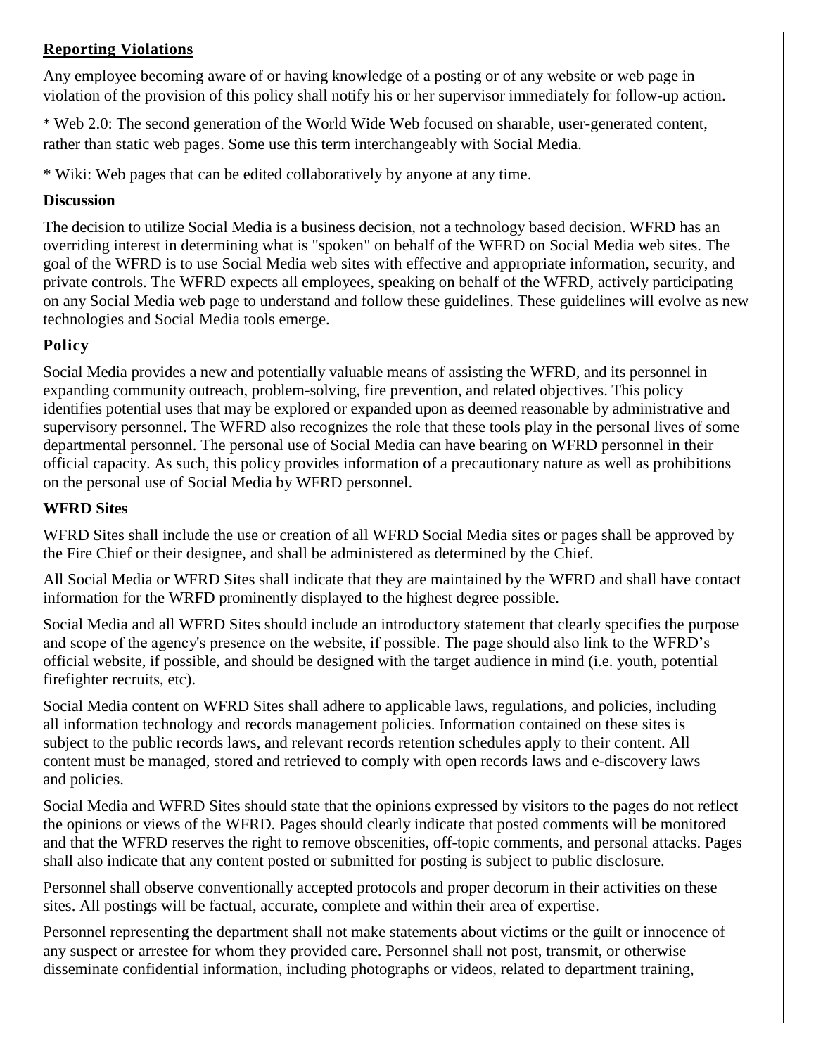**Reporting Violations**

Any employee becoming aware of or having knowledge of a posting or of any website or web page in violation of the provision of this policy shall notify his or her supervisor immediately for follow-up action.

* Web 2.0: The second generation of the World Wide Web focused on sharable, user-generated content, rather than static web pages. Some use this term interchangeably with Social Media.

* Wiki: Web pages that can be edited collaboratively by anyone at any time.

**Discussion**

The decision to utilize Social Media is a business decision, not a technology based decision. WFRD has an overriding interest in determining what is "spoken" on behalf of the WFRD on Social Media web sites. The goal of the WFRD is to use Social Media web sites with effective and appropriate information, security, and private controls. The WFRD expects all employees, speaking on behalf of the WFRD, actively participating on any Social Media web page to understand and follow these guidelines. These guidelines will evolve as new technologies and Social Media tools emerge.

**Policy**

Social Media provides a new and potentially valuable means of assisting the WFRD, and its personnel in expanding community outreach, problem-solving, fire prevention, and related objectives. This policy identifies potential uses that may be explored or expanded upon as deemed reasonable by administrative and supervisory personnel. The WFRD also recognizes the role that these tools play in the personal lives of some departmental personnel. The personal use of Social Media can have bearing on WFRD personnel in their official capacity. As such, this policy provides information of a precautionary nature as well as prohibitions on the personal use of Social Media by WFRD personnel.

**WFRD Sites**

WFRD Sites shall include the use or creation of all WFRD Social Media sites or pages shall be approved by the Fire Chief or their designee, and shall be administered as determined by the Chief.

All Social Media or WFRD Sites shall indicate that they are maintained by the WFRD and shall have contact information for the WRFD prominently displayed to the highest degree possible.

Social Media and all WFRD Sites should include an introductory statement that clearly specifies the purpose and scope of the agency's presence on the website, if possible. The page should also link to the WFRD's official website, if possible, and should be designed with the target audience in mind (i.e. youth, potential firefighter recruits, etc).

Social Media content on WFRD Sites shall adhere to applicable laws, regulations, and policies, including all information technology and records management policies. Information contained on these sites is subject to the public records laws, and relevant records retention schedules apply to their content. All content must be managed, stored and retrieved to comply with open records laws and e-discovery laws and policies.

Social Media and WFRD Sites should state that the opinions expressed by visitors to the pages do not reflect the opinions or views of the WFRD. Pages should clearly indicate that posted comments will be monitored and that the WFRD reserves the right to remove obscenities, off-topic comments, and personal attacks. Pages shall also indicate that any content posted or submitted for posting is subject to public disclosure.

Personnel shall observe conventionally accepted protocols and proper decorum in their activities on these sites. All postings will be factual, accurate, complete and within their area of expertise.

Personnel representing the department shall not make statements about victims or the guilt or innocence of any suspect or arrestee for whom they provided care. Personnel shall not post, transmit, or otherwise disseminate confidential information, including photographs or videos, related to department training,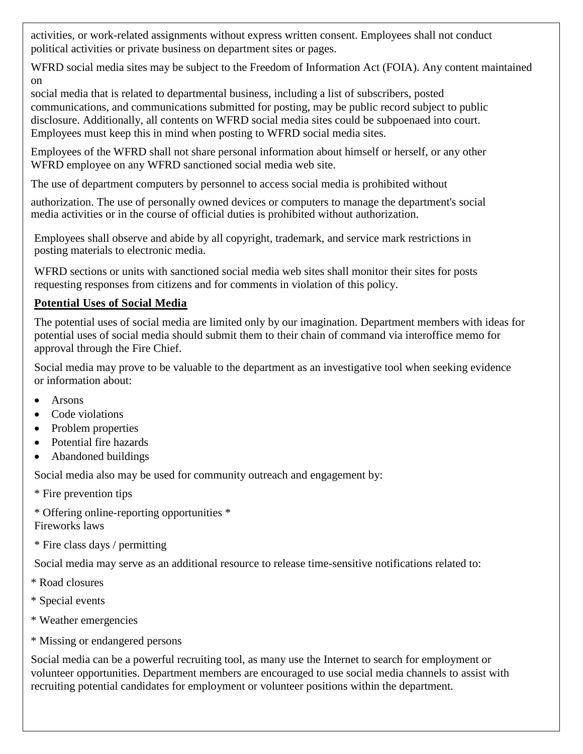activities, or work-related assignments without express written consent. Employees shall not conduct political activities or private business on department sites or pages.

WFRD social media sites may be subject to the Freedom of Information Act (FOIA). Any content maintained on social media that is related to departmental business, including a list of subscribers, posted communications, and communications submitted for posting, may be public record subject to public disclosure. Additionally, all contents on WFRD social media sites could be subpoenaed into court. Employees must keep this in mind when posting to WFRD social media sites.

Employees of the WFRD shall not share personal information about himself or herself, or any other WFRD employee on any WFRD sanctioned social media web site.

The use of department computers by personnel to access social media is prohibited without authorization. The use of personally owned devices or computers to manage the department's social media activities or in the course of official duties is prohibited without authorization.

Employees shall observe and abide by all copyright, trademark, and service mark restrictions in posting materials to electronic media.

WFRD sections or units with sanctioned social media web sites shall monitor their sites for posts requesting responses from citizens and for comments in violation of this policy.

**Potential Uses of Social Media**

The potential uses of social media are limited only by our imagination. Department members with ideas for potential uses of social media should submit them to their chain of command via interoffice memo for approval through the Fire Chief.

Social media may prove to be valuable to the department as an investigative tool when seeking evidence or information about:

- Arsons
- Code violations
- Problem properties
- Potential fire hazards
- Abandoned buildings

Social media also may be used for community outreach and engagement by:

* Fire prevention tips

* Offering online-reporting opportunities *
Fireworks laws

* Fire class days / permitting

Social media may serve as an additional resource to release time-sensitive notifications related to:

* Road closures

* Special events

* Weather emergencies

* Missing or endangered persons

Social media can be a powerful recruiting tool, as many use the Internet to search for employment or volunteer opportunities. Department members are encouraged to use social media channels to assist with recruiting potential candidates for employment or volunteer positions within the department.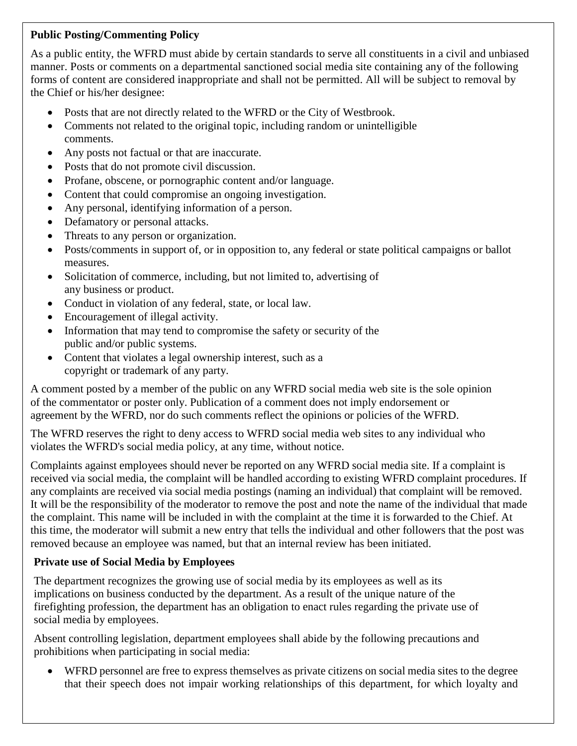**Public Posting/Commenting Policy**

As a public entity, the WFRD must abide by certain standards to serve all constituents in a civil and unbiased manner. Posts or comments on a departmental sanctioned social media site containing any of the following forms of content are considered inappropriate and shall not be permitted. All will be subject to removal by the Chief or his/her designee:

- Posts that are not directly related to the WFRD or the City of Westbrook.
- Comments not related to the original topic, including random or unintelligible comments.
- Any posts not factual or that are inaccurate.
- Posts that do not promote civil discussion.
- Profane, obscene, or pornographic content and/or language.
- Content that could compromise an ongoing investigation.
- Any personal, identifying information of a person.
- Defamatory or personal attacks.
- Threats to any person or organization.
- Posts/comments in support of, or in opposition to, any federal or state political campaigns or ballot measures.
- Solicitation of commerce, including, but not limited to, advertising of any business or product.
- Conduct in violation of any federal, state, or local law.
- Encouragement of illegal activity.
- Information that may tend to compromise the safety or security of the public and/or public systems.
- Content that violates a legal ownership interest, such as a copyright or trademark of any party.

A comment posted by a member of the public on any WFRD social media web site is the sole opinion of the commentator or poster only. Publication of a comment does not imply endorsement or agreement by the WFRD, nor do such comments reflect the opinions or policies of the WFRD.

The WFRD reserves the right to deny access to WFRD social media web sites to any individual who violates the WFRD's social media policy, at any time, without notice.

Complaints against employees should never be reported on any WFRD social media site. If a complaint is received via social media, the complaint will be handled according to existing WFRD complaint procedures. If any complaints are received via social media postings (naming an individual) that complaint will be removed. It will be the responsibility of the moderator to remove the post and note the name of the individual that made the complaint. This name will be included in with the complaint at the time it is forwarded to the Chief. At this time, the moderator will submit a new entry that tells the individual and other followers that the post was removed because an employee was named, but that an internal review has been initiated.

**Private use of Social Media by Employees**

The department recognizes the growing use of social media by its employees as well as its implications on business conducted by the department. As a result of the unique nature of the firefighting profession, the department has an obligation to enact rules regarding the private use of social media by employees.

Absent controlling legislation, department employees shall abide by the following precautions and prohibitions when participating in social media:

- WFRD personnel are free to express themselves as private citizens on social media sites to the degree that their speech does not impair working relationships of this department, for which loyalty and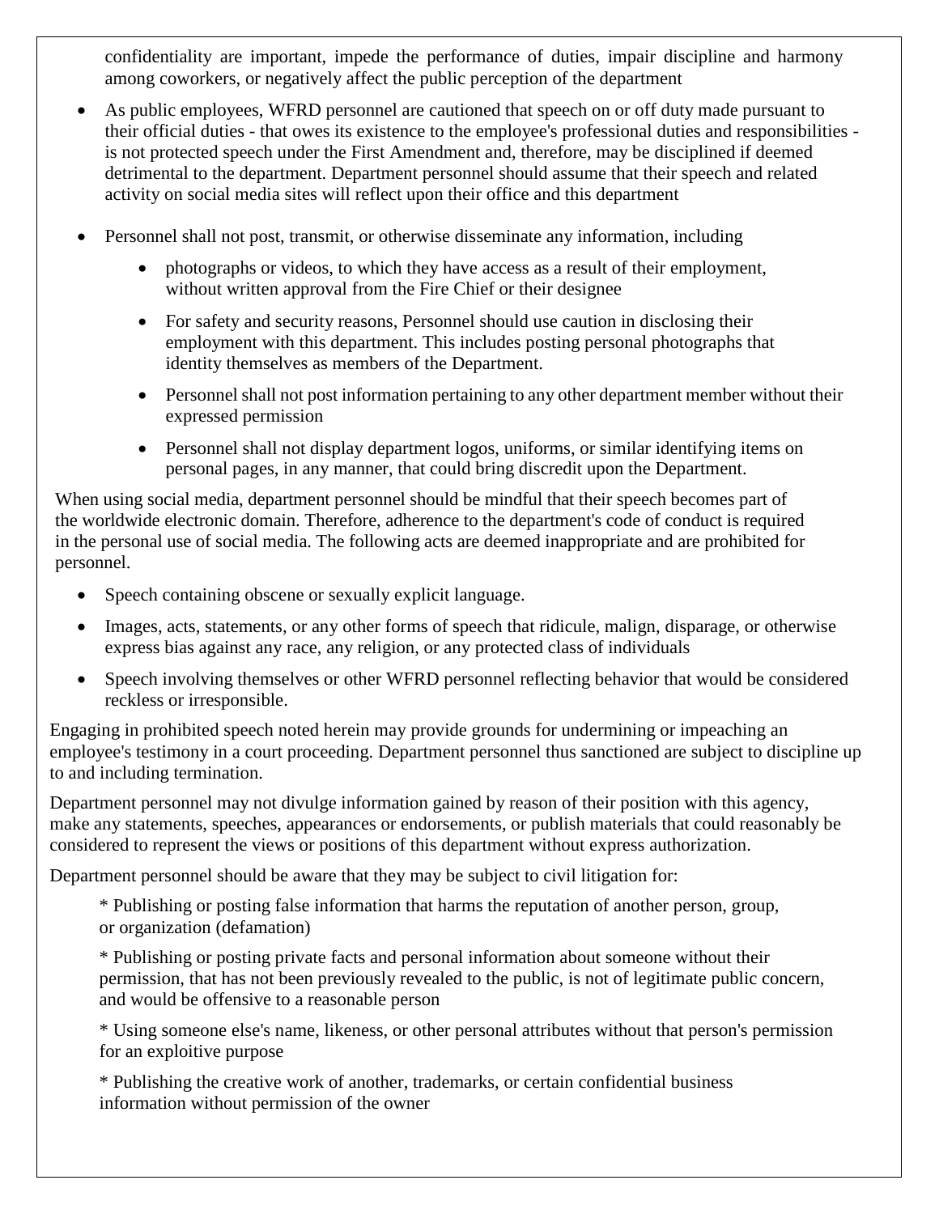confidentiality are important, impede the performance of duties, impair discipline and harmony among coworkers, or negatively affect the public perception of the department

- As public employees, WFRD personnel are cautioned that speech on or off duty made pursuant to their official duties - that owes its existence to the employee's professional duties and responsibilities - is not protected speech under the First Amendment and, therefore, may be disciplined if deemed detrimental to the department. Department personnel should assume that their speech and related activity on social media sites will reflect upon their office and this department

- Personnel shall not post, transmit, or otherwise disseminate any information, including
    - photographs or videos, to which they have access as a result of their employment, without written approval from the Fire Chief or their designee
    - For safety and security reasons, Personnel should use caution in disclosing their employment with this department. This includes posting personal photographs that identity themselves as members of the Department.
    - Personnel shall not post information pertaining to any other department member without their expressed permission
    - Personnel shall not display department logos, uniforms, or similar identifying items on personal pages, in any manner, that could bring discredit upon the Department.

When using social media, department personnel should be mindful that their speech becomes part of the worldwide electronic domain. Therefore, adherence to the department's code of conduct is required in the personal use of social media. The following acts are deemed inappropriate and are prohibited for personnel.

- Speech containing obscene or sexually explicit language.
- Images, acts, statements, or any other forms of speech that ridicule, malign, disparage, or otherwise express bias against any race, any religion, or any protected class of individuals
- Speech involving themselves or other WFRD personnel reflecting behavior that would be considered reckless or irresponsible.

Engaging in prohibited speech noted herein may provide grounds for undermining or impeaching an employee's testimony in a court proceeding. Department personnel thus sanctioned are subject to discipline up to and including termination.

Department personnel may not divulge information gained by reason of their position with this agency, make any statements, speeches, appearances or endorsements, or publish materials that could reasonably be considered to represent the views or positions of this department without express authorization.

Department personnel should be aware that they may be subject to civil litigation for:

* Publishing or posting false information that harms the reputation of another person, group, or organization (defamation)

* Publishing or posting private facts and personal information about someone without their permission, that has not been previously revealed to the public, is not of legitimate public concern, and would be offensive to a reasonable person

* Using someone else's name, likeness, or other personal attributes without that person's permission for an exploitive purpose

* Publishing the creative work of another, trademarks, or certain confidential business information without permission of the owner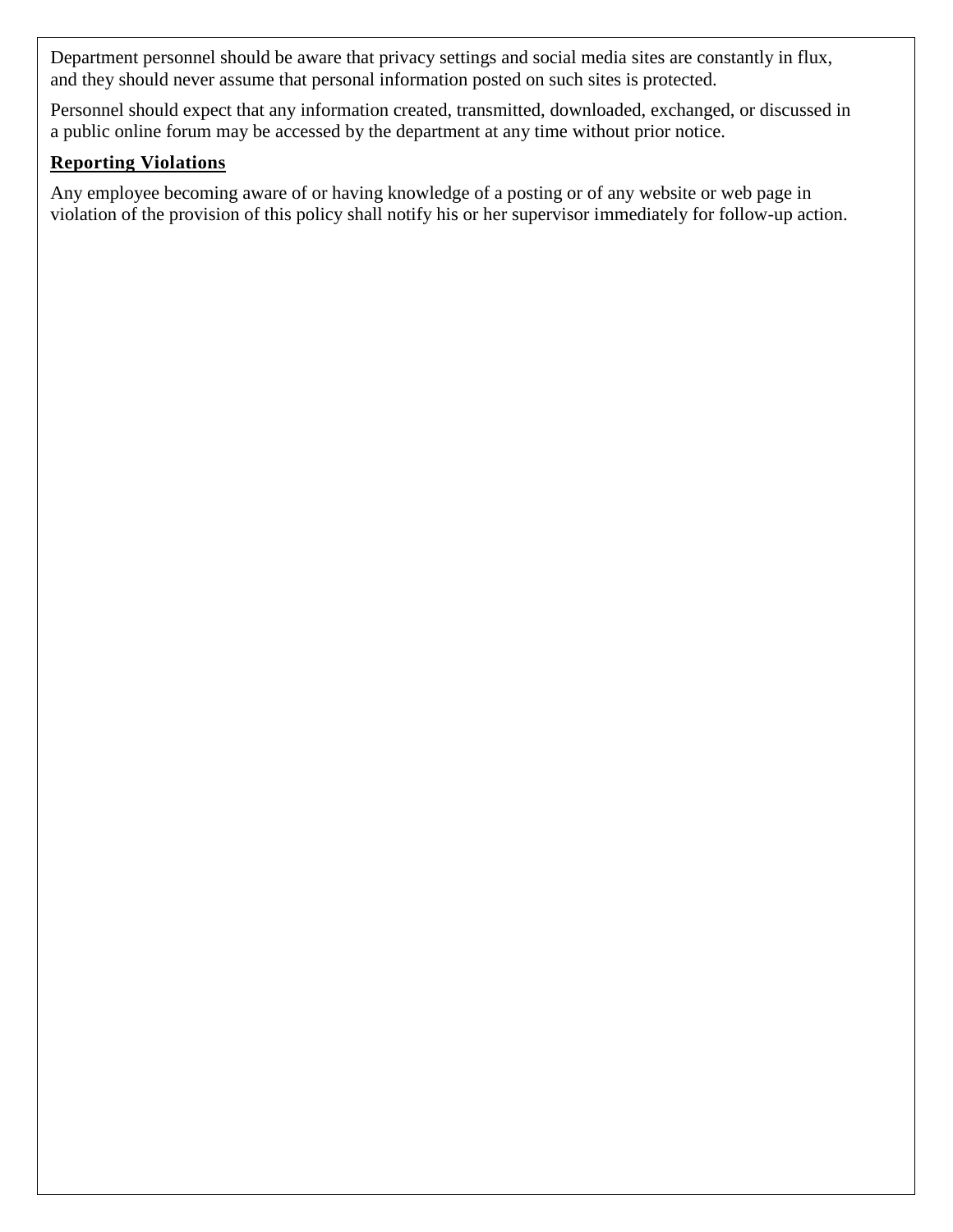Department personnel should be aware that privacy settings and social media sites are constantly in flux, and they should never assume that personal information posted on such sites is protected.

Personnel should expect that any information created, transmitted, downloaded, exchanged, or discussed in a public online forum may be accessed by the department at any time without prior notice.

**Reporting Violations**

Any employee becoming aware of or having knowledge of a posting or of any website or web page in violation of the provision of this policy shall notify his or her supervisor immediately for follow-up action.